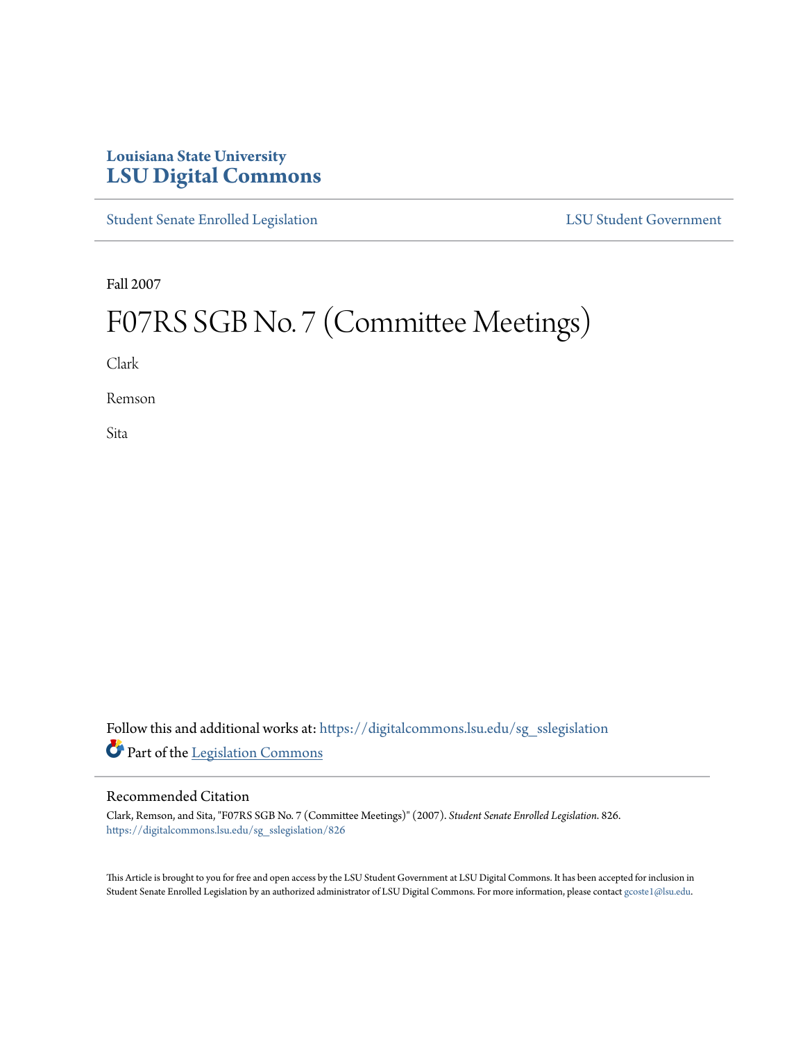Louisiana State University
# LSU Digital Commons

Student Senate Enrolled Legislation | LSU Student Government

Fall 2007

# F07RS SGB No. 7 (Committee Meetings)

Clark

Remson

Sita

Follow this and additional works at: https://digitalcommons.lsu.edu/sg_sslegislation

Part of the Legislation Commons

## Recommended Citation

Clark, Remson, and Sita, "F07RS SGB No. 7 (Committee Meetings)" (2007). *Student Senate Enrolled Legislation*. 826.
https://digitalcommons.lsu.edu/sg_sslegislation/826

This Article is brought to you for free and open access by the LSU Student Government at LSU Digital Commons. It has been accepted for inclusion in Student Senate Enrolled Legislation by an authorized administrator of LSU Digital Commons. For more information, please contact gcoste1@lsu.edu.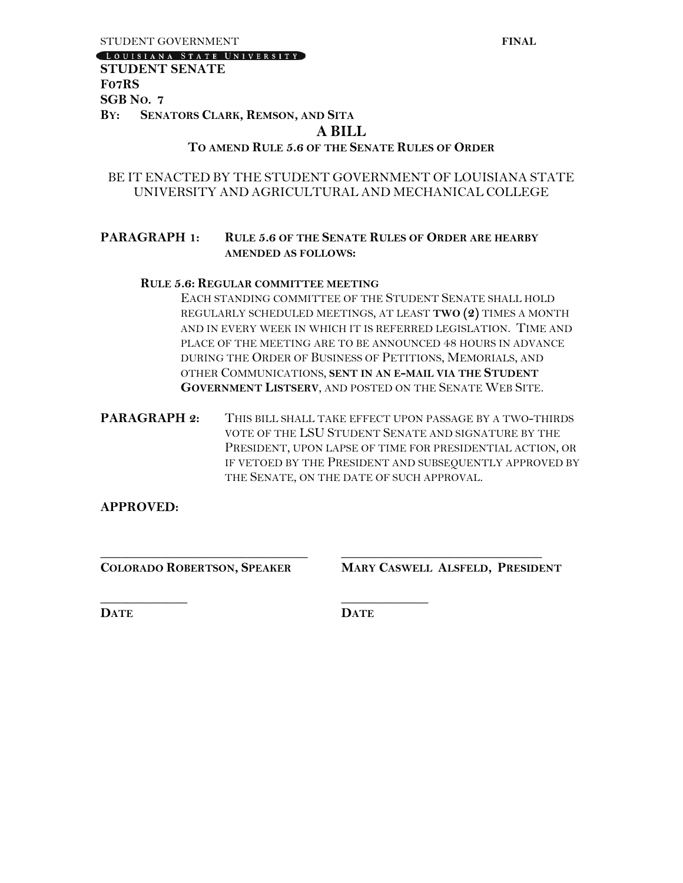STUDENT GOVERNMENT **FINAL**

LOUISIANA STATE UNIVERSITY

**STUDENT SENATE**
**F07RS**
**SGB NO. 7**
**BY: SENATORS CLARK, REMSON, AND SITA**

# A BILL

### TO AMEND RULE 5.6 OF THE SENATE RULES OF ORDER

BE IT ENACTED BY THE STUDENT GOVERNMENT OF LOUISIANA STATE UNIVERSITY AND AGRICULTURAL AND MECHANICAL COLLEGE

**PARAGRAPH 1: RULE 5.6 OF THE SENATE RULES OF ORDER ARE HEARBY AMENDED AS FOLLOWS:**

**RULE 5.6: REGULAR COMMITTEE MEETING**

EACH STANDING COMMITTEE OF THE STUDENT SENATE SHALL HOLD REGULARLY SCHEDULED MEETINGS, AT LEAST **TWO (2)** TIMES A MONTH AND IN EVERY WEEK IN WHICH IT IS REFERRED LEGISLATION. TIME AND PLACE OF THE MEETING ARE TO BE ANNOUNCED 48 HOURS IN ADVANCE DURING THE ORDER OF BUSINESS OF PETITIONS, MEMORIALS, AND OTHER COMMUNICATIONS, **SENT IN AN E-MAIL VIA THE STUDENT GOVERNMENT LISTSERV**, AND POSTED ON THE SENATE WEB SITE.

**PARAGRAPH 2:** THIS BILL SHALL TAKE EFFECT UPON PASSAGE BY A TWO-THIRDS VOTE OF THE LSU STUDENT SENATE AND SIGNATURE BY THE PRESIDENT, UPON LAPSE OF TIME FOR PRESIDENTIAL ACTION, OR IF VETOED BY THE PRESIDENT AND SUBSEQUENTLY APPROVED BY THE SENATE, ON THE DATE OF SUCH APPROVAL.

**APPROVED:**

______________________________
**COLORADO ROBERTSON, SPEAKER**

____________
**DATE**

______________________________
**MARY CASWELL ALSFELD, PRESIDENT**

____________
**DATE**